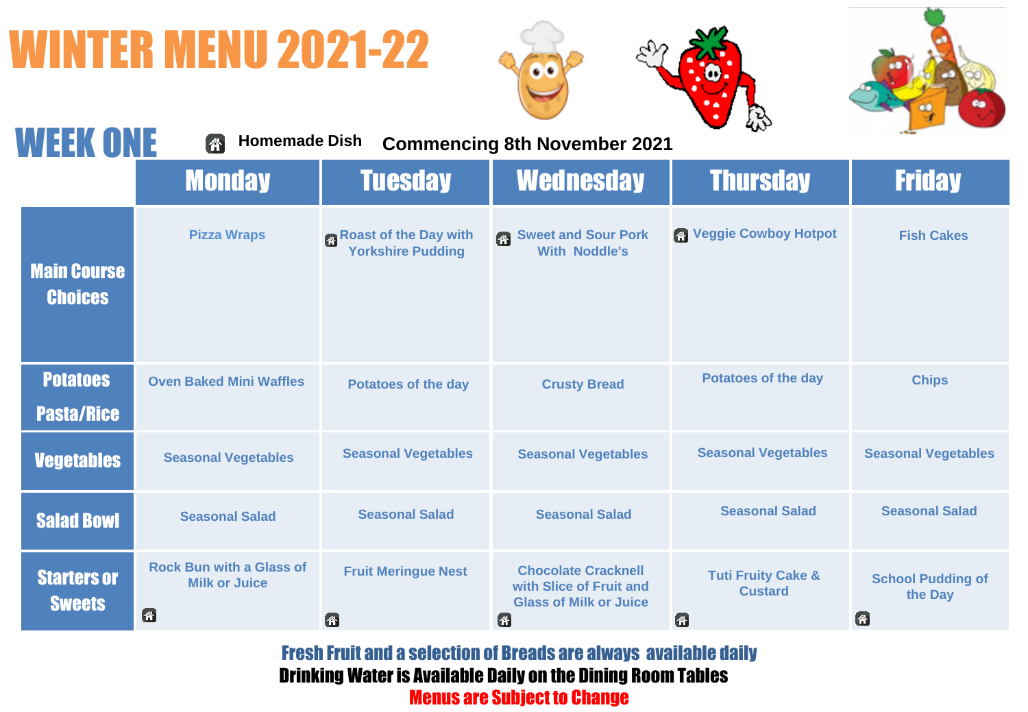# WINTER MENU 2021-22

## WEEK ONE

🏠 Homemade Dish

**Commencing 8th November 2021**

| | Monday | Tuesday | Wednesday | Thursday | Friday |
|---|---|---|---|---|---|
| **Main Course Choices** | Pizza Wraps | 🏠 Roast of the Day with Yorkshire Pudding | 🏠 Sweet and Sour Pork With Noddle's | 🏠 Veggie Cowboy Hotpot | Fish Cakes |
| **Potatoes Pasta/Rice** | Oven Baked Mini Waffles | Potatoes of the day | Crusty Bread | Potatoes of the day | Chips |
| **Vegetables** | Seasonal Vegetables | Seasonal Vegetables | Seasonal Vegetables | Seasonal Vegetables | Seasonal Vegetables |
| **Salad Bowl** | Seasonal Salad | Seasonal Salad | Seasonal Salad | Seasonal Salad | Seasonal Salad |
| **Starters or Sweets** | Rock Bun with a Glass of Milk or Juice 🏠 | Fruit Meringue Nest 🏠 | Chocolate Cracknell with Slice of Fruit and Glass of Milk or Juice 🏠 | Tuti Fruity Cake & Custard 🏠 | School Pudding of the Day 🏠 |

**Fresh Fruit and a selection of Breads are always available daily**

**Drinking Water is Available Daily on the Dining Room Tables**

**Menus are Subject to Change**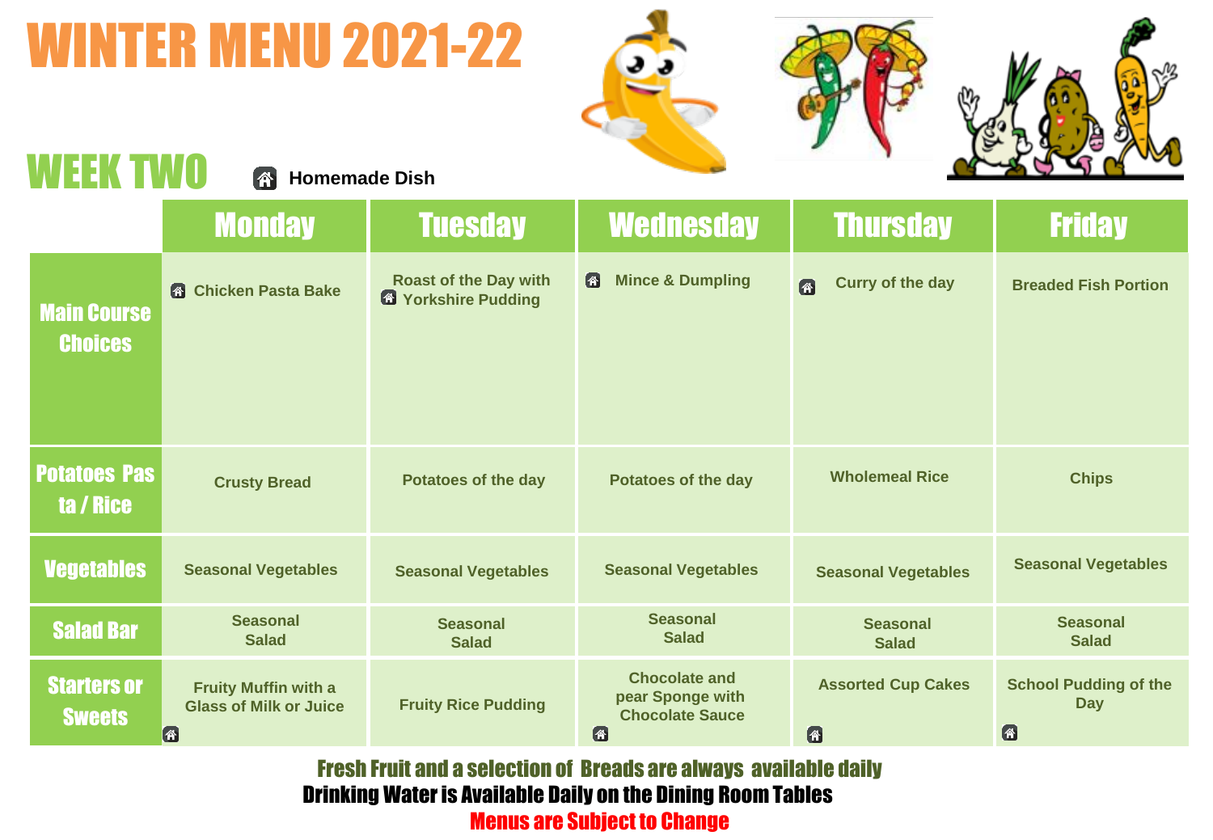# WINTER MENU 2021-22

## WEEK TWO

🏠 Homemade Dish

| | Monday | Tuesday | Wednesday | Thursday | Friday |
|---|---|---|---|---|---|
| Main Course Choices | 🏠 Chicken Pasta Bake | Roast of the Day with 🏠 Yorkshire Pudding | 🏠 Mince & Dumpling | 🏠 Curry of the day | Breaded Fish Portion |
| Potatoes Pasta / Rice | Crusty Bread | Potatoes of the day | Potatoes of the day | Wholemeal Rice | Chips |
| Vegetables | Seasonal Vegetables | Seasonal Vegetables | Seasonal Vegetables | Seasonal Vegetables | Seasonal Vegetables |
| Salad Bar | Seasonal Salad | Seasonal Salad | Seasonal Salad | Seasonal Salad | Seasonal Salad |
| Starters or Sweets | Fruity Muffin with a Glass of Milk or Juice 🏠 | Fruity Rice Pudding | Chocolate and pear Sponge with Chocolate Sauce 🏠 | Assorted Cup Cakes 🏠 | School Pudding of the Day 🏠 |

**Fresh Fruit and a selection of Breads are always available daily**

**Drinking Water is Available Daily on the Dining Room Tables**

**Menus are Subject to Change**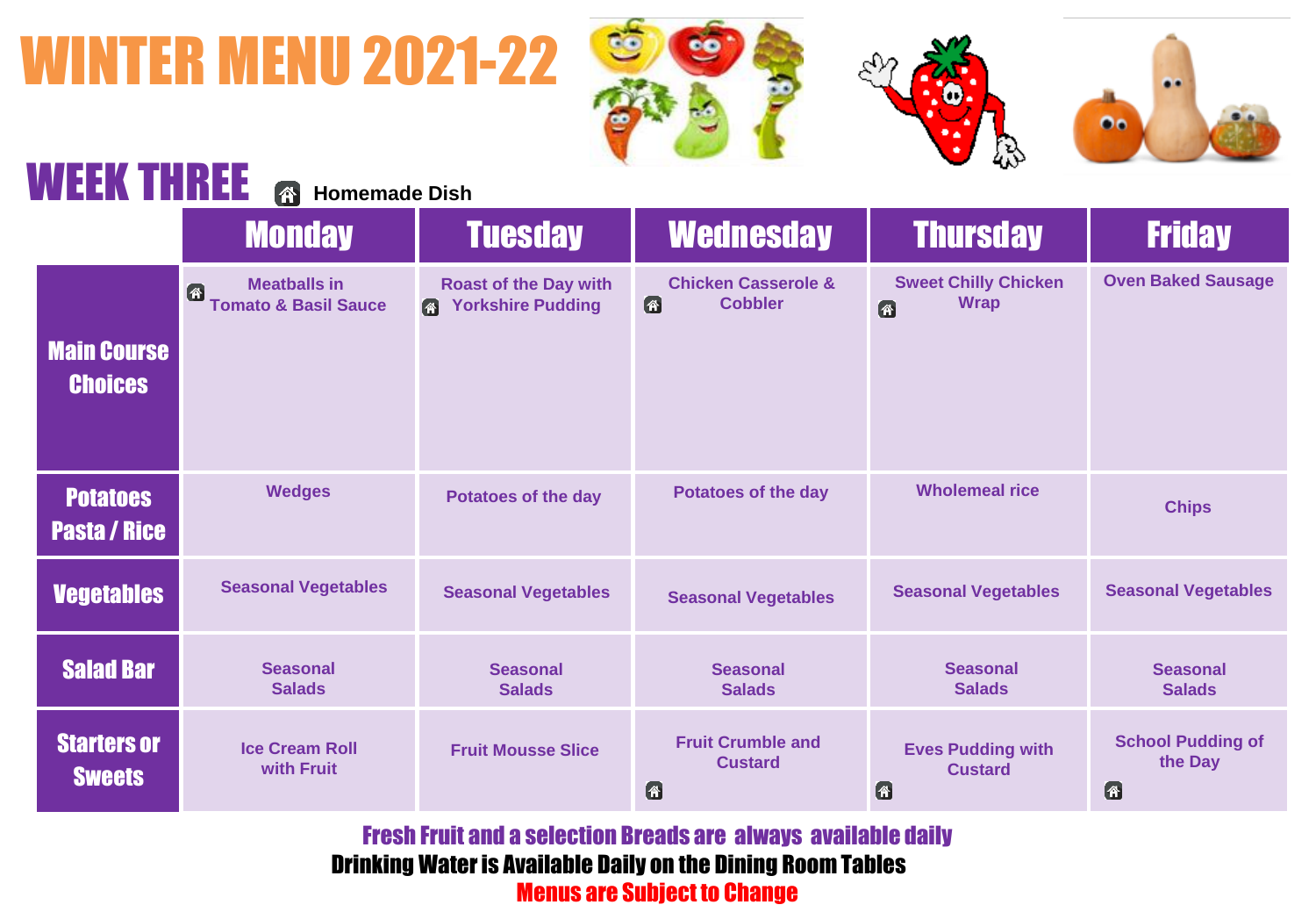# WINTER MENU 2021-22

## WEEK THREE

🏠 Homemade Dish

| | Monday | Tuesday | Wednesday | Thursday | Friday |
|---|---|---|---|---|---|
| **Main Course Choices** | 🏠 Meatballs in Tomato & Basil Sauce | Roast of the Day with 🏠 Yorkshire Pudding | 🏠 Chicken Casserole & Cobbler | 🏠 Sweet Chilly Chicken Wrap | Oven Baked Sausage |
| **Potatoes Pasta / Rice** | Wedges | Potatoes of the day | Potatoes of the day | Wholemeal rice | Chips |
| **Vegetables** | Seasonal Vegetables | Seasonal Vegetables | Seasonal Vegetables | Seasonal Vegetables | Seasonal Vegetables |
| **Salad Bar** | Seasonal Salads | Seasonal Salads | Seasonal Salads | Seasonal Salads | Seasonal Salads |
| **Starters or Sweets** | Ice Cream Roll with Fruit | Fruit Mousse Slice | Fruit Crumble and Custard 🏠 | Eves Pudding with Custard 🏠 | School Pudding of the Day 🏠 |

**Fresh Fruit and a selection Breads are always available daily**

**Drinking Water is Available Daily on the Dining Room Tables**

**Menus are Subject to Change**